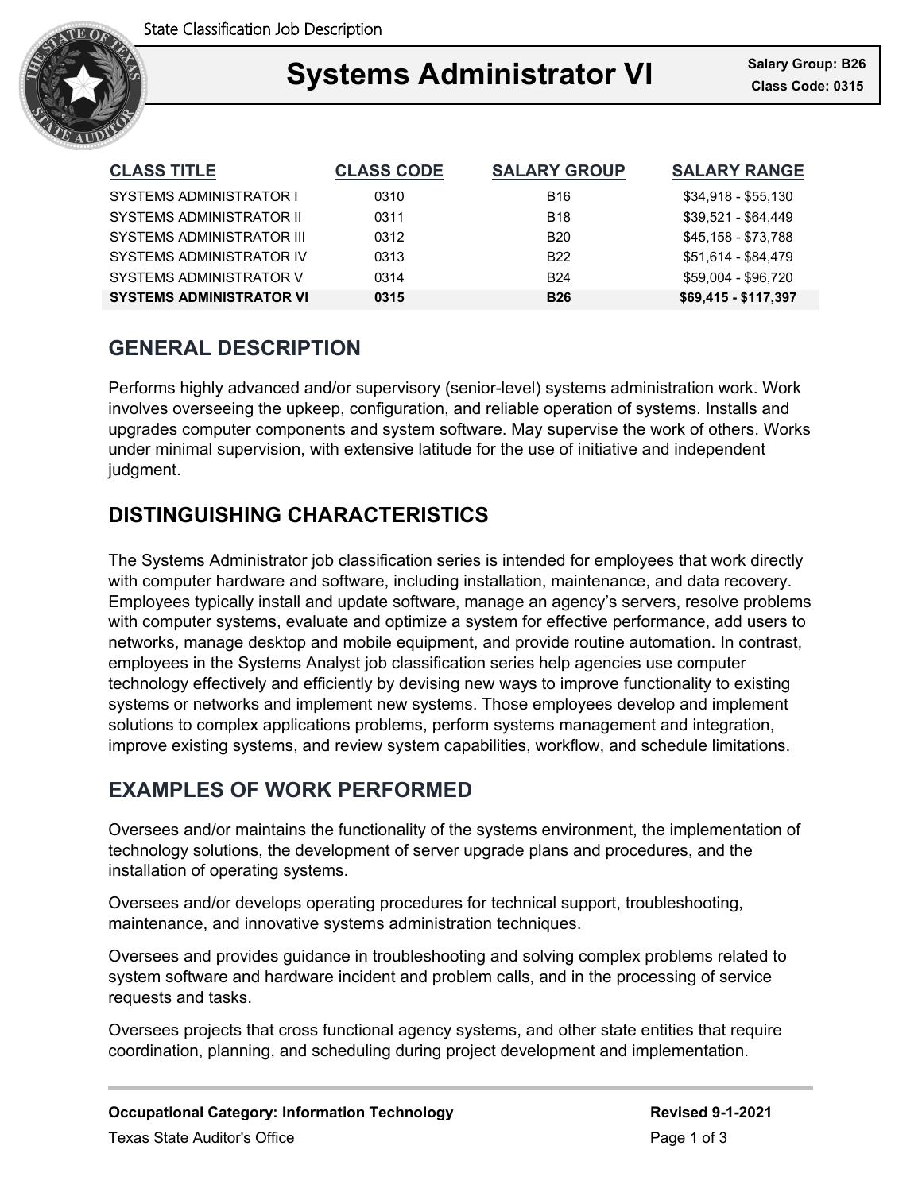# Systems Administrator VI

**Salary Group: B26**
**Class Code: 0315**

| CLASS TITLE | CLASS CODE | SALARY GROUP | SALARY RANGE |
|---|---|---|---|
| SYSTEMS ADMINISTRATOR I | 0310 | B16 | $34,918 - $55,130 |
| SYSTEMS ADMINISTRATOR II | 0311 | B18 | $39,521 - $64,449 |
| SYSTEMS ADMINISTRATOR III | 0312 | B20 | $45,158 - $73,788 |
| SYSTEMS ADMINISTRATOR IV | 0313 | B22 | $51,614 - $84,479 |
| SYSTEMS ADMINISTRATOR V | 0314 | B24 | $59,004 - $96,720 |
| **SYSTEMS ADMINISTRATOR VI** | **0315** | **B26** | **$69,415 - $117,397** |

## GENERAL DESCRIPTION

Performs highly advanced and/or supervisory (senior-level) systems administration work. Work involves overseeing the upkeep, configuration, and reliable operation of systems. Installs and upgrades computer components and system software. May supervise the work of others. Works under minimal supervision, with extensive latitude for the use of initiative and independent judgment.

## DISTINGUISHING CHARACTERISTICS

The Systems Administrator job classification series is intended for employees that work directly with computer hardware and software, including installation, maintenance, and data recovery. Employees typically install and update software, manage an agency's servers, resolve problems with computer systems, evaluate and optimize a system for effective performance, add users to networks, manage desktop and mobile equipment, and provide routine automation. In contrast, employees in the Systems Analyst job classification series help agencies use computer technology effectively and efficiently by devising new ways to improve functionality to existing systems or networks and implement new systems. Those employees develop and implement solutions to complex applications problems, perform systems management and integration, improve existing systems, and review system capabilities, workflow, and schedule limitations.

## EXAMPLES OF WORK PERFORMED

Oversees and/or maintains the functionality of the systems environment, the implementation of technology solutions, the development of server upgrade plans and procedures, and the installation of operating systems.

Oversees and/or develops operating procedures for technical support, troubleshooting, maintenance, and innovative systems administration techniques.

Oversees and provides guidance in troubleshooting and solving complex problems related to system software and hardware incident and problem calls, and in the processing of service requests and tasks.

Oversees projects that cross functional agency systems, and other state entities that require coordination, planning, and scheduling during project development and implementation.

**Occupational Category: Information Technology**

**Revised 9-1-2021**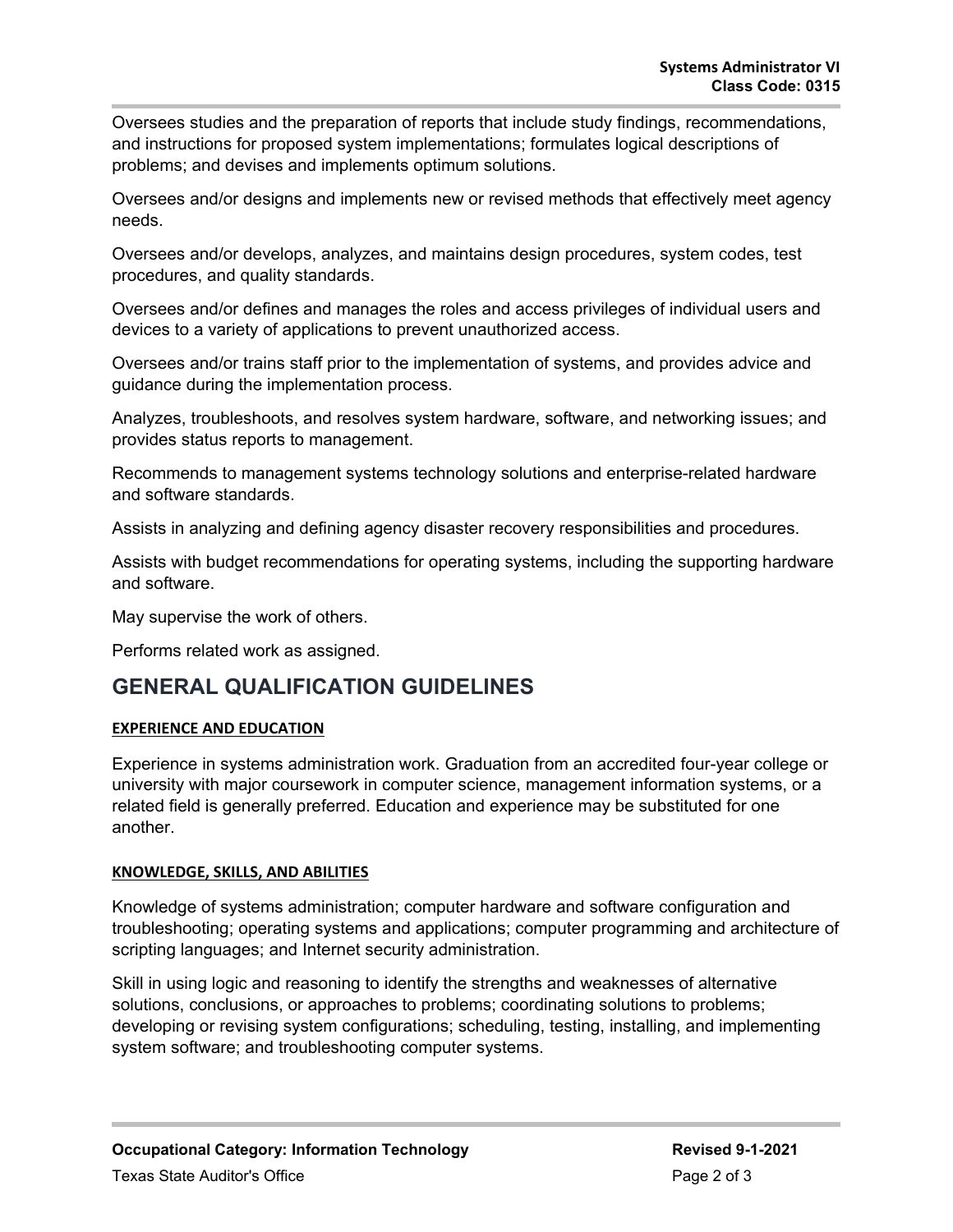Oversees studies and the preparation of reports that include study findings, recommendations, and instructions for proposed system implementations; formulates logical descriptions of problems; and devises and implements optimum solutions.

Oversees and/or designs and implements new or revised methods that effectively meet agency needs.

Oversees and/or develops, analyzes, and maintains design procedures, system codes, test procedures, and quality standards.

Oversees and/or defines and manages the roles and access privileges of individual users and devices to a variety of applications to prevent unauthorized access.

Oversees and/or trains staff prior to the implementation of systems, and provides advice and guidance during the implementation process.

Analyzes, troubleshoots, and resolves system hardware, software, and networking issues; and provides status reports to management.

Recommends to management systems technology solutions and enterprise-related hardware and software standards.

Assists in analyzing and defining agency disaster recovery responsibilities and procedures.

Assists with budget recommendations for operating systems, including the supporting hardware and software.

May supervise the work of others.

Performs related work as assigned.

## GENERAL QUALIFICATION GUIDELINES

### EXPERIENCE AND EDUCATION

Experience in systems administration work. Graduation from an accredited four-year college or university with major coursework in computer science, management information systems, or a related field is generally preferred. Education and experience may be substituted for one another.

### KNOWLEDGE, SKILLS, AND ABILITIES

Knowledge of systems administration; computer hardware and software configuration and troubleshooting; operating systems and applications; computer programming and architecture of scripting languages; and Internet security administration.

Skill in using logic and reasoning to identify the strengths and weaknesses of alternative solutions, conclusions, or approaches to problems; coordinating solutions to problems; developing or revising system configurations; scheduling, testing, installing, and implementing system software; and troubleshooting computer systems.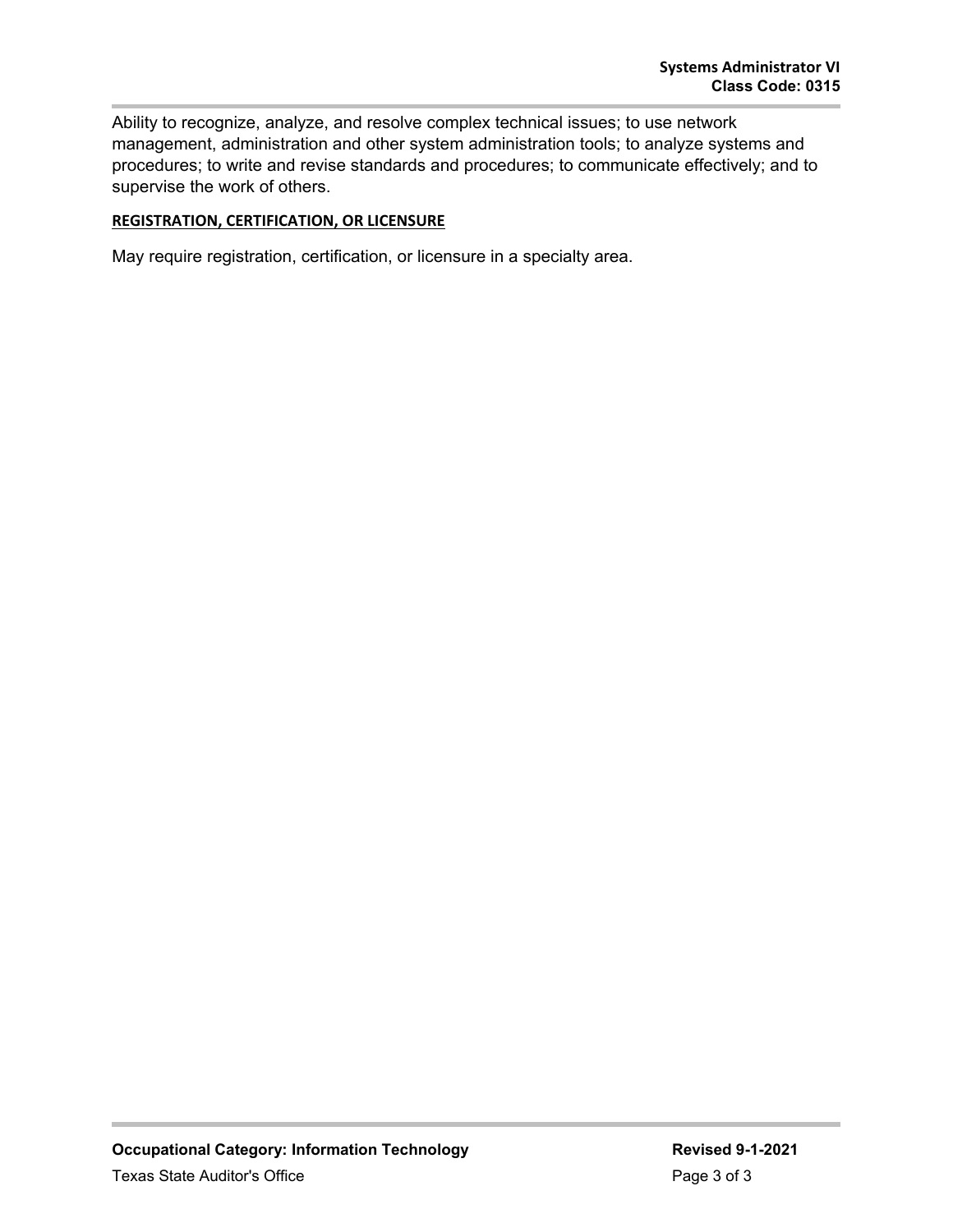Ability to recognize, analyze, and resolve complex technical issues; to use network management, administration and other system administration tools; to analyze systems and procedures; to write and revise standards and procedures; to communicate effectively; and to supervise the work of others.

## REGISTRATION, CERTIFICATION, OR LICENSURE

May require registration, certification, or licensure in a specialty area.